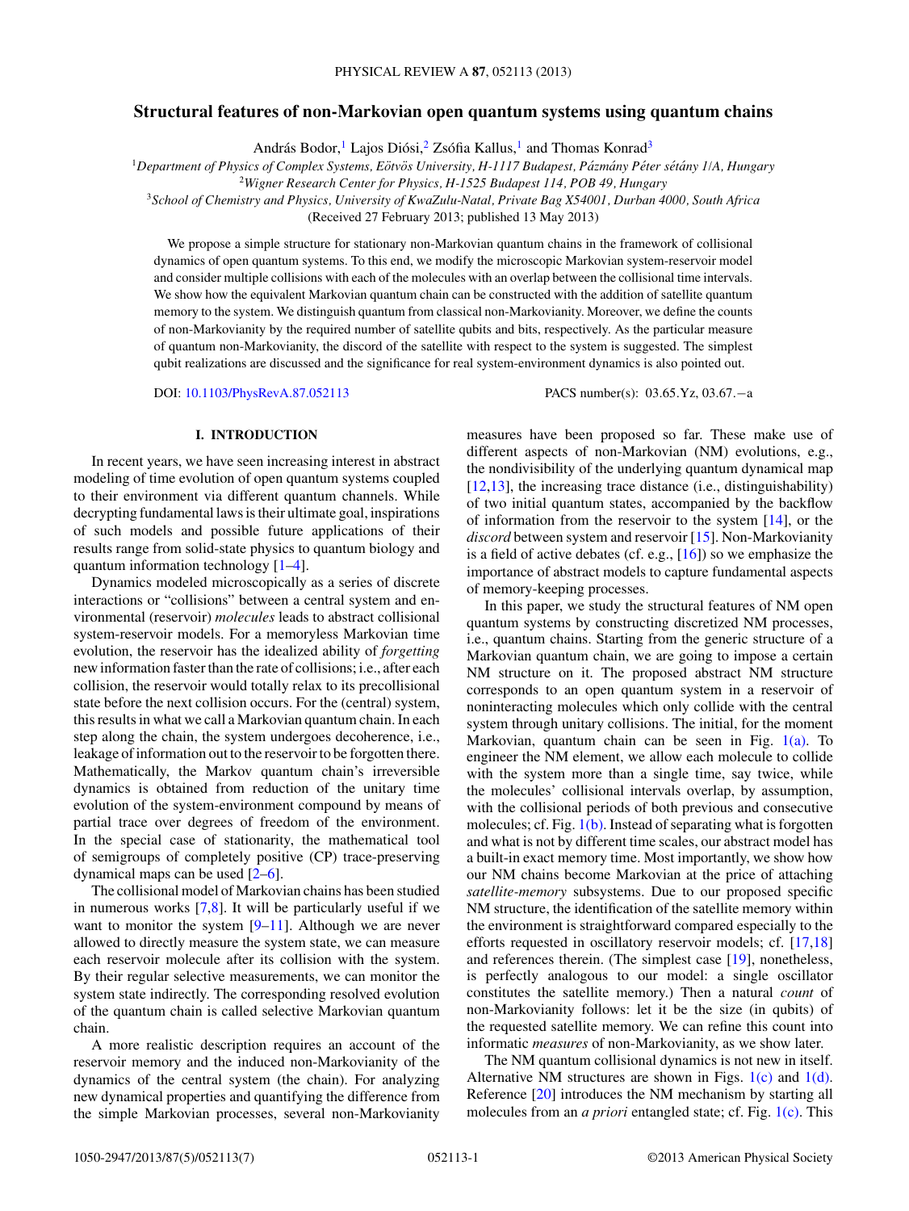# Structural features of non-Markovian open quantum systems using quantum chains

András Bodor,[1] Lajos Diósi,[2] Zsófia Kallus,[1] and Thomas Konrad[3]

[1]*Department of Physics of Complex Systems, Eötvös University, H-1117 Budapest, Pázmány Péter sétány 1/A, Hungary*
[2]*Wigner Research Center for Physics, H-1525 Budapest 114, POB 49, Hungary*
[3]*School of Chemistry and Physics, University of KwaZulu-Natal, Private Bag X54001, Durban 4000, South Africa*

(Received 27 February 2013; published 13 May 2013)

We propose a simple structure for stationary non-Markovian quantum chains in the framework of collisional dynamics of open quantum systems. To this end, we modify the microscopic Markovian system-reservoir model and consider multiple collisions with each of the molecules with an overlap between the collisional time intervals. We show how the equivalent Markovian quantum chain can be constructed with the addition of satellite quantum memory to the system. We distinguish quantum from classical non-Markovianity. Moreover, we define the counts of non-Markovianity by the required number of satellite qubits and bits, respectively. As the particular measure of quantum non-Markovianity, the discord of the satellite with respect to the system is suggested. The simplest qubit realizations are discussed and the significance for real system-environment dynamics is also pointed out.

DOI: 10.1103/PhysRevA.87.052113 PACS number(s): 03.65.Yz, 03.67.−a

## I. INTRODUCTION

In recent years, we have seen increasing interest in abstract modeling of time evolution of open quantum systems coupled to their environment via different quantum channels. While decrypting fundamental laws is their ultimate goal, inspirations of such models and possible future applications of their results range from solid-state physics to quantum biology and quantum information technology [1–4].

Dynamics modeled microscopically as a series of discrete interactions or "collisions" between a central system and environmental (reservoir) *molecules* leads to abstract collisional system-reservoir models. For a memoryless Markovian time evolution, the reservoir has the idealized ability of *forgetting* new information faster than the rate of collisions; i.e., after each collision, the reservoir would totally relax to its precollisional state before the next collision occurs. For the (central) system, this results in what we call a Markovian quantum chain. In each step along the chain, the system undergoes decoherence, i.e., leakage of information out to the reservoir to be forgotten there. Mathematically, the Markov quantum chain's irreversible dynamics is obtained from reduction of the unitary time evolution of the system-environment compound by means of partial trace over degrees of freedom of the environment. In the special case of stationarity, the mathematical tool of semigroups of completely positive (CP) trace-preserving dynamical maps can be used [2–6].

The collisional model of Markovian chains has been studied in numerous works [7,8]. It will be particularly useful if we want to monitor the system [9–11]. Although we are never allowed to directly measure the system state, we can measure each reservoir molecule after its collision with the system. By their regular selective measurements, we can monitor the system state indirectly. The corresponding resolved evolution of the quantum chain is called selective Markovian quantum chain.

A more realistic description requires an account of the reservoir memory and the induced non-Markovianity of the dynamics of the central system (the chain). For analyzing new dynamical properties and quantifying the difference from the simple Markovian processes, several non-Markovianity measures have been proposed so far. These make use of different aspects of non-Markovian (NM) evolutions, e.g., the nondivisibility of the underlying quantum dynamical map [12,13], the increasing trace distance (i.e., distinguishability) of two initial quantum states, accompanied by the backflow of information from the reservoir to the system [14], or the *discord* between system and reservoir [15]. Non-Markovianity is a field of active debates (cf. e.g., [16]) so we emphasize the importance of abstract models to capture fundamental aspects of memory-keeping processes.

In this paper, we study the structural features of NM open quantum systems by constructing discretized NM processes, i.e., quantum chains. Starting from the generic structure of a Markovian quantum chain, we are going to impose a certain NM structure on it. The proposed abstract NM structure corresponds to an open quantum system in a reservoir of noninteracting molecules which only collide with the central system through unitary collisions. The initial, for the moment Markovian, quantum chain can be seen in Fig. 1(a). To engineer the NM element, we allow each molecule to collide with the system more than a single time, say twice, while the molecules' collisional intervals overlap, by assumption, with the collisional periods of both previous and consecutive molecules; cf. Fig. 1(b). Instead of separating what is forgotten and what is not by different time scales, our abstract model has a built-in exact memory time. Most importantly, we show how our NM chains become Markovian at the price of attaching *satellite-memory* subsystems. Due to our proposed specific NM structure, the identification of the satellite memory within the environment is straightforward compared especially to the efforts requested in oscillatory reservoir models; cf. [17,18] and references therein. (The simplest case [19], nonetheless, is perfectly analogous to our model: a single oscillator constitutes the satellite memory.) Then a natural *count* of non-Markovianity follows: let it be the size (in qubits) of the requested satellite memory. We can refine this count into informatic *measures* of non-Markovianity, as we show later.

The NM quantum collisional dynamics is not new in itself. Alternative NM structures are shown in Figs. 1(c) and 1(d). Reference [20] introduces the NM mechanism by starting all molecules from an *a priori* entangled state; cf. Fig. 1(c). This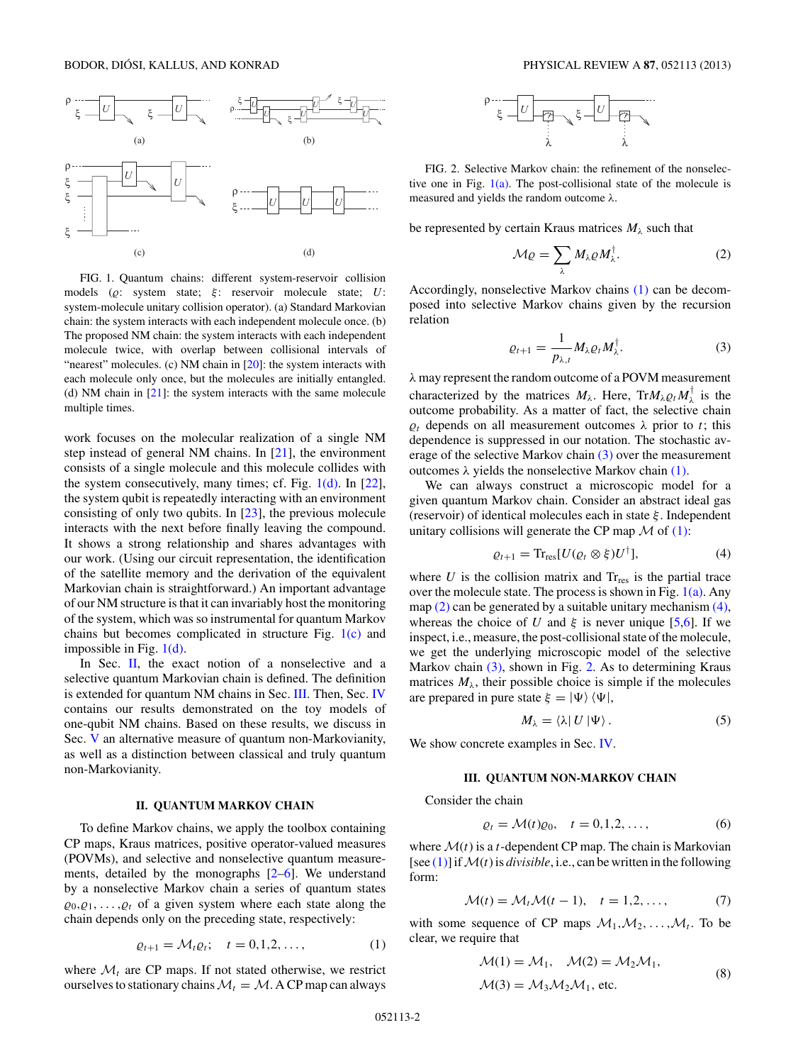FIG. 1. Quantum chains: different system-reservoir collision models ($\varrho$: system state; $\xi$: reservoir molecule state; $U$: system-molecule unitary collision operator). (a) Standard Markovian chain: the system interacts with each independent molecule once. (b) The proposed NM chain: the system interacts with each independent molecule twice, with overlap between collisional intervals of "nearest" molecules. (c) NM chain in [20]: the system interacts with each molecule only once, but the molecules are initially entangled. (d) NM chain in [21]: the system interacts with the same molecule multiple times.

work focuses on the molecular realization of a single NM step instead of general NM chains. In [21], the environment consists of a single molecule and this molecule collides with the system consecutively, many times; cf. Fig. 1(d). In [22], the system qubit is repeatedly interacting with an environment consisting of only two qubits. In [23], the previous molecule interacts with the next before finally leaving the compound. It shows a strong relationship and shares advantages with our work. (Using our circuit representation, the identification of the satellite memory and the derivation of the equivalent Markovian chain is straightforward.) An important advantage of our NM structure is that it can invariably host the monitoring of the system, which was so instrumental for quantum Markov chains but becomes complicated in structure Fig. 1(c) and impossible in Fig. 1(d).

In Sec. II, the exact notion of a nonselective and a selective quantum Markovian chain is defined. The definition is extended for quantum NM chains in Sec. III. Then, Sec. IV contains our results demonstrated on the toy models of one-qubit NM chains. Based on these results, we discuss in Sec. V an alternative measure of quantum non-Markovianity, as well as a distinction between classical and truly quantum non-Markovianity.

## II. QUANTUM MARKOV CHAIN

To define Markov chains, we apply the toolbox containing CP maps, Kraus matrices, positive operator-valued measures (POVMs), and selective and nonselective quantum measurements, detailed by the monographs [2–6]. We understand by a nonselective Markov chain a series of quantum states $\varrho_0, \varrho_1, \ldots, \varrho_t$ of a given system where each state along the chain depends only on the preceding state, respectively:

$$\varrho_{t+1} = \mathcal{M}_t \varrho_t; \quad t = 0,1,2,\ldots, \tag{1}$$

where $\mathcal{M}_t$ are CP maps. If not stated otherwise, we restrict ourselves to stationary chains $\mathcal{M}_t = \mathcal{M}$. A CP map can always be represented by certain Kraus matrices $M_\lambda$ such that

$$\mathcal{M}\varrho = \sum_\lambda M_\lambda \varrho M_\lambda^\dagger. \tag{2}$$

FIG. 2. Selective Markov chain: the refinement of the nonselective one in Fig. 1(a). The post-collisional state of the molecule is measured and yields the random outcome $\lambda$.

Accordingly, nonselective Markov chains (1) can be decomposed into selective Markov chains given by the recursion relation

$$\varrho_{t+1} = \frac{1}{p_{\lambda,t}} M_\lambda \varrho_t M_\lambda^\dagger. \tag{3}$$

$\lambda$ may represent the random outcome of a POVM measurement characterized by the matrices $M_\lambda$. Here, $\mathrm{Tr} M_\lambda \varrho_t M_\lambda^\dagger$ is the outcome probability. As a matter of fact, the selective chain $\varrho_t$ depends on all measurement outcomes $\lambda$ prior to $t$; this dependence is suppressed in our notation. The stochastic average of the selective Markov chain (3) over the measurement outcomes $\lambda$ yields the nonselective Markov chain (1).

We can always construct a microscopic model for a given quantum Markov chain. Consider an abstract ideal gas (reservoir) of identical molecules each in state $\xi$. Independent unitary collisions will generate the CP map $\mathcal{M}$ of (1):

$$\varrho_{t+1} = \mathrm{Tr}_{\mathrm{res}}[U(\varrho_t \otimes \xi)U^\dagger], \tag{4}$$

where $U$ is the collision matrix and $\mathrm{Tr}_{\mathrm{res}}$ is the partial trace over the molecule state. The process is shown in Fig. 1(a). Any map (2) can be generated by a suitable unitary mechanism (4), whereas the choice of $U$ and $\xi$ is never unique [5,6]. If we inspect, i.e., measure, the post-collisional state of the molecule, we get the underlying microscopic model of the selective Markov chain (3), shown in Fig. 2. As to determining Kraus matrices $M_\lambda$, their possible choice is simple if the molecules are prepared in pure state $\xi = |\Psi\rangle\langle\Psi|$,

$$M_\lambda = \langle\lambda| U |\Psi\rangle. \tag{5}$$

We show concrete examples in Sec. IV.

## III. QUANTUM NON-MARKOV CHAIN

Consider the chain

$$\varrho_t = \mathcal{M}(t)\varrho_0, \quad t = 0,1,2,\ldots, \tag{6}$$

where $\mathcal{M}(t)$ is a $t$-dependent CP map. The chain is Markovian [see (1)] if $\mathcal{M}(t)$ is *divisible*, i.e., can be written in the following form:

$$\mathcal{M}(t) = \mathcal{M}_t \mathcal{M}(t-1), \quad t = 1,2,\ldots, \tag{7}$$

with some sequence of CP maps $\mathcal{M}_1, \mathcal{M}_2, \ldots, \mathcal{M}_t$. To be clear, we require that

$$\begin{aligned} &\mathcal{M}(1) = \mathcal{M}_1, \quad \mathcal{M}(2) = \mathcal{M}_2\mathcal{M}_1, \\ &\mathcal{M}(3) = \mathcal{M}_3\mathcal{M}_2\mathcal{M}_1, \text{ etc.} \end{aligned} \tag{8}$$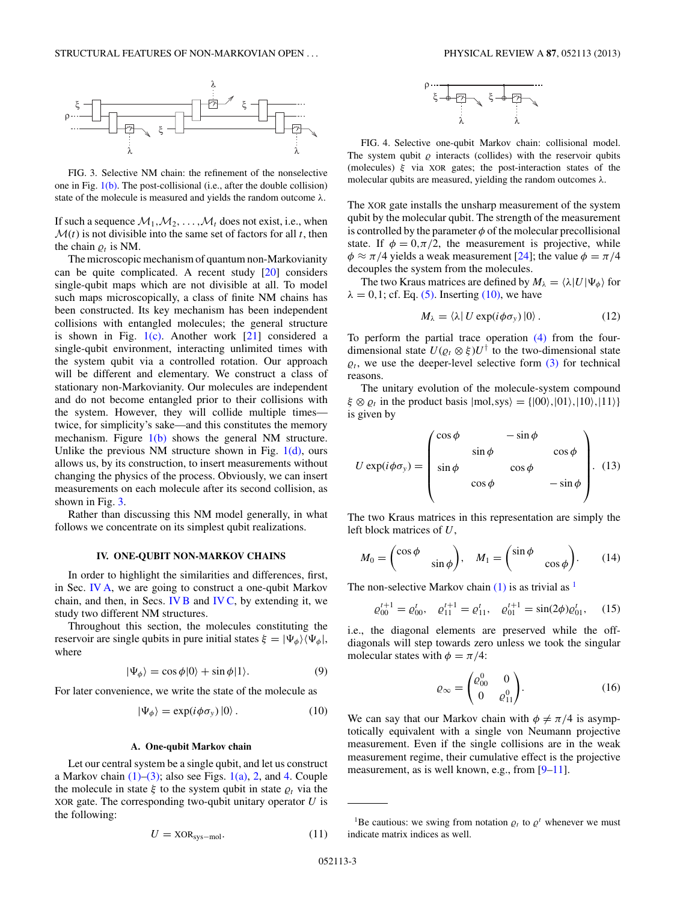FIG. 3. Selective NM chain: the refinement of the nonselective one in Fig. 1(b). The post-collisional (i.e., after the double collision) state of the molecule is measured and yields the random outcome $\lambda$.

If such a sequence $\mathcal{M}_1, \mathcal{M}_2, \ldots, \mathcal{M}_t$ does not exist, i.e., when $\mathcal{M}(t)$ is not divisible into the same set of factors for all $t$, then the chain $\varrho_t$ is NM.

The microscopic mechanism of quantum non-Markovianity can be quite complicated. A recent study [20] considers single-qubit maps which are not divisible at all. To model such maps microscopically, a class of finite NM chains has been constructed. Its key mechanism has been independent collisions with entangled molecules; the general structure is shown in Fig. 1(c). Another work [21] considered a single-qubit environment, interacting unlimited times with the system qubit via a controlled rotation. Our approach will be different and elementary. We construct a class of stationary non-Markovianity. Our molecules are independent and do not become entangled prior to their collisions with the system. However, they will collide multiple times—twice, for simplicity's sake—and this constitutes the memory mechanism. Figure 1(b) shows the general NM structure. Unlike the previous NM structure shown in Fig. 1(d), ours allows us, by its construction, to insert measurements without changing the physics of the process. Obviously, we can insert measurements on each molecule after its second collision, as shown in Fig. 3.

Rather than discussing this NM model generally, in what follows we concentrate on its simplest qubit realizations.

## IV. ONE-QUBIT NON-MARKOV CHAINS

In order to highlight the similarities and differences, first, in Sec. IV A, we are going to construct a one-qubit Markov chain, and then, in Secs. IV B and IV C, by extending it, we study two different NM structures.

Throughout this section, the molecules constituting the reservoir are single qubits in pure initial states $\xi = |\Psi_\phi\rangle\langle\Psi_\phi|$, where

$$|\Psi_\phi\rangle = \cos\phi|0\rangle + \sin\phi|1\rangle. \tag{9}$$

For later convenience, we write the state of the molecule as

$$|\Psi_\phi\rangle = \exp(i\phi\sigma_y)\,|0\rangle\,. \tag{10}$$

### A. One-qubit Markov chain

Let our central system be a single qubit, and let us construct a Markov chain (1)–(3); also see Figs. 1(a), 2, and 4. Couple the molecule in state $\xi$ to the system qubit in state $\varrho_t$ via the XOR gate. The corresponding two-qubit unitary operator $U$ is the following:

$$U = \text{XOR}_{\text{sys-mol}}. \tag{11}$$

FIG. 4. Selective one-qubit Markov chain: collisional model. The system qubit $\varrho$ interacts (collides) with the reservoir qubits (molecules) $\xi$ via XOR gates; the post-interaction states of the molecular qubits are measured, yielding the random outcomes $\lambda$.

The XOR gate installs the unsharp measurement of the system qubit by the molecular qubit. The strength of the measurement is controlled by the parameter $\phi$ of the molecular precollisional state. If $\phi = 0, \pi/2$, the measurement is projective, while $\phi \approx \pi/4$ yields a weak measurement [24]; the value $\phi = \pi/4$ decouples the system from the molecules.

The two Kraus matrices are defined by $M_\lambda = \langle\lambda|U|\Psi_\phi\rangle$ for $\lambda = 0,1$; cf. Eq. (5). Inserting (10), we have

$$M_\lambda = \langle\lambda|\,U\exp(i\phi\sigma_y)\,|0\rangle\,. \tag{12}$$

To perform the partial trace operation (4) from the four-dimensional state $U(\varrho_t \otimes \xi)U^\dagger$ to the two-dimensional state $\varrho_t$, we use the deeper-level selective form (3) for technical reasons.

The unitary evolution of the molecule-system compound $\xi \otimes \varrho_t$ in the product basis $|\text{mol},\text{sys}\rangle = \{|00\rangle,|01\rangle,|10\rangle,|11\rangle\}$ is given by

$$U\exp(i\phi\sigma_y) = \begin{pmatrix} \cos\phi & & -\sin\phi & \\ & \sin\phi & & \cos\phi \\ \sin\phi & & \cos\phi & \\ & \cos\phi & & -\sin\phi \end{pmatrix}. \tag{13}$$

The two Kraus matrices in this representation are simply the left block matrices of $U$,

$$M_0 = \begin{pmatrix} \cos\phi & \\ & \sin\phi \end{pmatrix}, \quad M_1 = \begin{pmatrix} \sin\phi & \\ & \cos\phi \end{pmatrix}. \tag{14}$$

The non-selective Markov chain (1) is as trivial as [1]

$$\varrho_{00}^{t+1} = \varrho_{00}^t, \quad \varrho_{11}^{t+1} = \varrho_{11}^t, \quad \varrho_{01}^{t+1} = \sin(2\phi)\varrho_{01}^t, \tag{15}$$

i.e., the diagonal elements are preserved while the off-diagonals will step towards zero unless we took the singular molecular states with $\phi = \pi/4$:

$$\varrho_\infty = \begin{pmatrix} \varrho_{00}^0 & 0 \\ 0 & \varrho_{11}^0 \end{pmatrix}. \tag{16}$$

We can say that our Markov chain with $\phi \neq \pi/4$ is asymptotically equivalent with a single von Neumann projective measurement. Even if the single collisions are in the weak measurement regime, their cumulative effect is the projective measurement, as is well known, e.g., from [9–11].

---

[1] Be cautious: we swing from notation $\varrho_t$ to $\varrho^t$ whenever we must indicate matrix indices as well.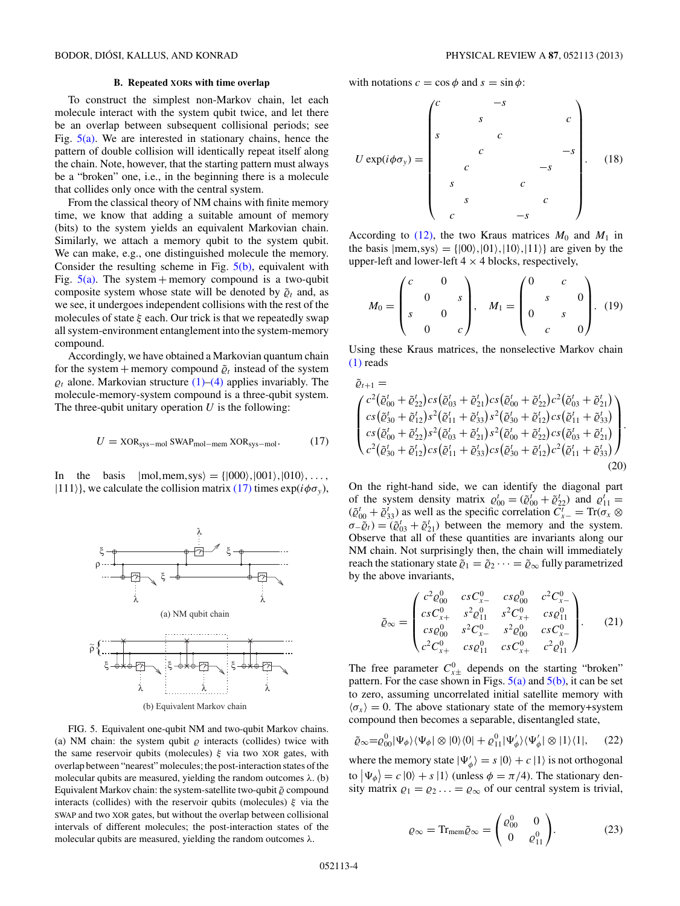### B. Repeated XORs with time overlap

To construct the simplest non-Markov chain, let each molecule interact with the system qubit twice, and let there be an overlap between subsequent collisional periods; see Fig. 5(a). We are interested in stationary chains, hence the pattern of double collision will identically repeat itself along the chain. Note, however, that the starting pattern must always be a "broken" one, i.e., in the beginning there is a molecule that collides only once with the central system.

From the classical theory of NM chains with finite memory time, we know that adding a suitable amount of memory (bits) to the system yields an equivalent Markovian chain. Similarly, we attach a memory qubit to the system qubit. We can make, e.g., one distinguished molecule the memory. Consider the resulting scheme in Fig. 5(b), equivalent with Fig. 5(a). The system + memory compound is a two-qubit composite system whose state will be denoted by $\tilde{\varrho}_t$ and, as we see, it undergoes independent collisions with the rest of the molecules of state $\xi$ each. Our trick is that we repeatedly swap all system-environment entanglement into the system-memory compound.

Accordingly, we have obtained a Markovian quantum chain for the system + memory compound $\tilde{\varrho}_t$ instead of the system $\varrho_t$ alone. Markovian structure (1)–(4) applies invariably. The molecule-memory-system compound is a three-qubit system. The three-qubit unitary operation $U$ is the following:

$$U = \mathrm{XOR}_{\mathrm{sys-mol}}\,\mathrm{SWAP}_{\mathrm{mol-mem}}\,\mathrm{XOR}_{\mathrm{sys-mol}}. \tag{17}$$

In the basis $|\mathrm{mol,mem,sys}\rangle = \{|000\rangle, |001\rangle, |010\rangle, \ldots, |111\rangle\}$, we calculate the collision matrix (17) times $\exp(i\phi\sigma_y)$,

(a) NM qubit chain

(b) Equivalent Markov chain

FIG. 5. Equivalent one-qubit NM and two-qubit Markov chains. (a) NM chain: the system qubit $\varrho$ interacts (collides) twice with the same reservoir qubits (molecules) $\xi$ via two XOR gates, with overlap between "nearest" molecules; the post-interaction states of the molecular qubits are measured, yielding the random outcomes $\lambda$. (b) Equivalent Markov chain: the system-satellite two-qubit $\tilde{\varrho}$ compound interacts (collides) with the reservoir qubits (molecules) $\xi$ via the SWAP and two XOR gates, but without the overlap between collisional intervals of different molecules; the post-interaction states of the molecular qubits are measured, yielding the random outcomes $\lambda$.

with notations $c = \cos\phi$ and $s = \sin\phi$:

$$U\exp(i\phi\sigma_y) = \begin{pmatrix} c & & & & -s & & & \\ & & s & & & & & c \\ s & & & & c & & & \\ & & c & & & & & -s \\ & c & & & & & -s & \\ & & & s & & c & & \\ & s & & & & & c & \\ & & & c & & -s & & \end{pmatrix}. \tag{18}$$

According to (12), the two Kraus matrices $M_0$ and $M_1$ in the basis $|\mathrm{mem,sys}\rangle = \{|00\rangle, |01\rangle, |10\rangle, |11\rangle\}$ are given by the upper-left and lower-left $4\times 4$ blocks, respectively,

$$M_0 = \begin{pmatrix} c & & 0 & \\ & 0 & & s \\ s & & 0 & \\ & 0 & & c \end{pmatrix}, \quad M_1 = \begin{pmatrix} 0 & & c & \\ & s & & 0 \\ 0 & & s & \\ & c & & 0 \end{pmatrix}. \tag{19}$$

Using these Kraus matrices, the nonselective Markov chain (1) reads

$$\tilde{\varrho}_{t+1} = \begin{pmatrix} c^2(\tilde{\varrho}^t_{00}+\tilde{\varrho}^t_{22}) & cs(\tilde{\varrho}^t_{03}+\tilde{\varrho}^t_{21}) & cs(\tilde{\varrho}^t_{00}+\tilde{\varrho}^t_{22}) & c^2(\tilde{\varrho}^t_{03}+\tilde{\varrho}^t_{21}) \\ cs(\tilde{\varrho}^t_{30}+\tilde{\varrho}^t_{12}) & s^2(\tilde{\varrho}^t_{11}+\tilde{\varrho}^t_{33}) & s^2(\tilde{\varrho}^t_{30}+\tilde{\varrho}^t_{12}) & cs(\tilde{\varrho}^t_{11}+\tilde{\varrho}^t_{33}) \\ cs(\tilde{\varrho}^t_{00}+\tilde{\varrho}^t_{22}) & s^2(\tilde{\varrho}^t_{03}+\tilde{\varrho}^t_{21}) & s^2(\tilde{\varrho}^t_{00}+\tilde{\varrho}^t_{22}) & cs(\tilde{\varrho}^t_{03}+\tilde{\varrho}^t_{21}) \\ c^2(\tilde{\varrho}^t_{30}+\tilde{\varrho}^t_{12}) & cs(\tilde{\varrho}^t_{11}+\tilde{\varrho}^t_{33}) & cs(\tilde{\varrho}^t_{30}+\tilde{\varrho}^t_{12}) & c^2(\tilde{\varrho}^t_{11}+\tilde{\varrho}^t_{33}) \end{pmatrix}. \tag{20}$$

On the right-hand side, we can identify the diagonal part of the system density matrix $\varrho^t_{00} = (\tilde{\varrho}^t_{00}+\tilde{\varrho}^t_{22})$ and $\varrho^t_{11} = (\tilde{\varrho}^t_{00}+\tilde{\varrho}^t_{33})$ as well as the specific correlation $C^t_{x-} = \mathrm{Tr}(\sigma_x \otimes \sigma_- \tilde{\varrho}_t) = (\tilde{\varrho}^t_{03}+\tilde{\varrho}^t_{21})$ between the memory and the system. Observe that all of these quantities are invariants along our NM chain. Not surprisingly then, the chain will immediately reach the stationary state $\tilde{\varrho}_1 = \tilde{\varrho}_2 \cdots = \tilde{\varrho}_\infty$ fully parametrized by the above invariants,

$$\tilde{\varrho}_\infty = \begin{pmatrix} c^2\varrho^0_{00} & csC^0_{x-} & cs\varrho^0_{00} & c^2C^0_{x-} \\ csC^0_{x+} & s^2\varrho^0_{11} & s^2C^0_{x+} & cs\varrho^0_{11} \\ cs\varrho^0_{00} & s^2C^0_{x-} & s^2\varrho^0_{00} & csC^0_{x-} \\ c^2C^0_{x+} & cs\varrho^0_{11} & csC^0_{x+} & c^2\varrho^0_{11} \end{pmatrix}. \tag{21}$$

The free parameter $C^0_{x\pm}$ depends on the starting "broken" pattern. For the case shown in Figs. 5(a) and 5(b), it can be set to zero, assuming uncorrelated initial satellite memory with $\langle\sigma_x\rangle = 0$. The above stationary state of the memory+system compound then becomes a separable, disentangled state,

$$\tilde{\varrho}_\infty = \varrho^0_{00}|\Psi_\phi\rangle\langle\Psi_\phi| \otimes |0\rangle\langle 0| + \varrho^0_{11}|\Psi'_\phi\rangle\langle\Psi'_\phi| \otimes |1\rangle\langle 1|, \tag{22}$$

where the memory state $|\Psi'_\phi\rangle = s\,|0\rangle + c\,|1\rangle$ is not orthogonal to $|\Psi_\phi\rangle = c\,|0\rangle + s\,|1\rangle$ (unless $\phi = \pi/4$). The stationary density matrix $\varrho_1 = \varrho_2 \ldots = \varrho_\infty$ of our central system is trivial,

$$\varrho_\infty = \mathrm{Tr}_{\mathrm{mem}}\tilde{\varrho}_\infty = \begin{pmatrix} \varrho^0_{00} & 0 \\ 0 & \varrho^0_{11} \end{pmatrix}. \tag{23}$$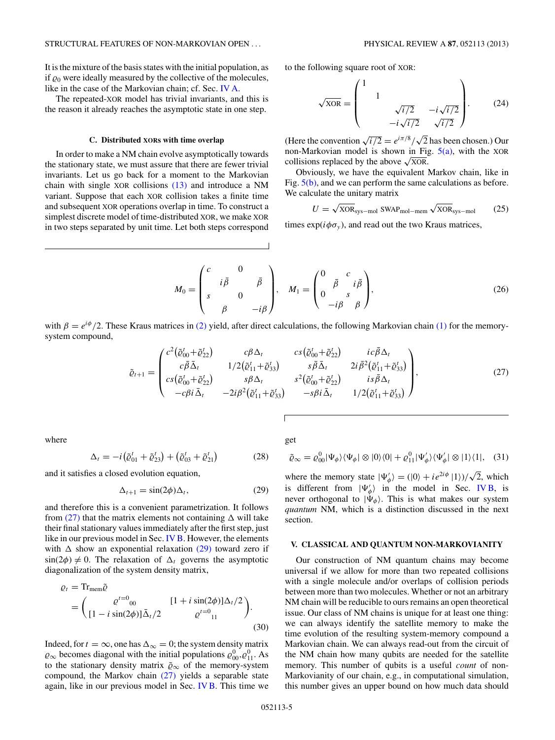It is the mixture of the basis states with the initial population, as if $\varrho_0$ were ideally measured by the collective of the molecules, like in the case of the Markovian chain; cf. Sec. IV A.

The repeated-XOR model has trivial invariants, and this is the reason it already reaches the asymptotic state in one step.

### C. Distributed XORs with time overlap

In order to make a NM chain evolve asymptotically towards the stationary state, we must assure that there are fewer trivial invariants. Let us go back for a moment to the Markovian chain with single XOR collisions (13) and introduce a NM variant. Suppose that each XOR collision takes a finite time and subsequent XOR collisions overlap in time. To construct a simplest discrete model of time-distributed XOR, we make XOR in two steps separated by unit time. Let both steps correspond to the following square root of XOR:

$$
\sqrt{\mathrm{XOR}} = \begin{pmatrix} 1 & & & \\ & 1 & & \\ & & \sqrt{i/2} & -i\sqrt{i/2} \\ & & -i\sqrt{i/2} & \sqrt{i/2} \end{pmatrix}. \tag{24}
$$

(Here the convention $\sqrt{i/2} = e^{i\pi/8}/\sqrt{2}$ has been chosen.) Our non-Markovian model is shown in Fig. 5(a), with the XOR collisions replaced by the above $\sqrt{\mathrm{XOR}}$.

Obviously, we have the equivalent Markov chain, like in Fig. 5(b), and we can perform the same calculations as before. We calculate the unitary matrix

$$
U = \sqrt{\mathrm{XOR}}_{\mathrm{sys-mol}}\, \mathrm{SWAP}_{\mathrm{mol-mem}}\, \sqrt{\mathrm{XOR}}_{\mathrm{sys-mol}} \tag{25}
$$

times $\exp(i\phi\sigma_y)$, and read out the two Kraus matrices,

$$
M_0 = \begin{pmatrix} c & & 0 & \\ & i\bar{\beta} & & \bar{\beta} \\ s & & 0 & \\ & \beta & & -i\beta \end{pmatrix}, \quad M_1 = \begin{pmatrix} 0 & & c & \\ & \bar{\beta} & & i\bar{\beta} \\ 0 & & s & \\ & -i\beta & & \beta \end{pmatrix}, \tag{26}
$$

with $\beta = e^{i\phi}/2$. These Kraus matrices in (2) yield, after direct calculations, the following Markovian chain (1) for the memory-system compound,

$$
\tilde{\varrho}_{t+1} = \begin{pmatrix} c^2(\tilde{\varrho}^t_{00}+\tilde{\varrho}^t_{22}) & c\beta\Delta_t & cs(\tilde{\varrho}^t_{00}+\tilde{\varrho}^t_{22}) & ic\bar{\beta}\Delta_t \\ c\bar{\beta}\bar{\Delta}_t & 1/2(\tilde{\varrho}^t_{11}+\tilde{\varrho}^t_{33}) & s\bar{\beta}\bar{\Delta}_t & 2i\bar{\beta}^2(\tilde{\varrho}^t_{11}+\tilde{\varrho}^t_{33}) \\ cs(\tilde{\varrho}^t_{00}+\tilde{\varrho}^t_{22}) & s\beta\Delta_t & s^2(\tilde{\varrho}^t_{00}+\tilde{\varrho}^t_{22}) & is\bar{\beta}\Delta_t \\ -c\beta i\bar{\Delta}_t & -2i\beta^2(\tilde{\varrho}^t_{11}+\tilde{\varrho}^t_{33}) & -s\beta i\bar{\Delta}_t & 1/2(\tilde{\varrho}^t_{11}+\tilde{\varrho}^t_{33}) \end{pmatrix}, \tag{27}
$$

where

$$
\Delta_t = -i(\tilde{\varrho}^t_{01} + \tilde{\varrho}^t_{23}) + (\tilde{\varrho}^t_{03} + \tilde{\varrho}^t_{21}) \tag{28}
$$

and it satisfies a closed evolution equation,

$$
\Delta_{t+1} = \sin(2\phi)\Delta_t, \tag{29}
$$

and therefore this is a convenient parametrization. It follows from (27) that the matrix elements not containing $\Delta$ will take their final stationary values immediately after the first step, just like in our previous model in Sec. IV B. However, the elements with $\Delta$ show an exponential relaxation (29) toward zero if $\sin(2\phi) \neq 0$. The relaxation of $\Delta_t$ governs the asymptotic diagonalization of the system density matrix,

$$
\begin{aligned}
\varrho_t &= \mathrm{Tr}_{\mathrm{mem}}\tilde{\varrho} \\
&= \begin{pmatrix} \varrho^{t=0}{}_{00} & [1 + i\sin(2\phi)]\Delta_t/2 \\ [1 - i\sin(2\phi)]\bar{\Delta}_t/2 & \varrho^{t=0}{}_{11} \end{pmatrix}.
\end{aligned} \tag{30}
$$

Indeed, for $t = \infty$, one has $\Delta_\infty = 0$; the system density matrix $\varrho_\infty$ becomes diagonal with the initial populations $\varrho^0_{00}, \varrho^0_{11}$. As to the stationary density matrix $\tilde{\varrho}_\infty$ of the memory-system compound, the Markov chain (27) yields a separable state again, like in our previous model in Sec. IV B. This time we get

$$
\tilde{\varrho}_\infty = \varrho^0_{00}|\Psi_\phi\rangle\langle\Psi_\phi| \otimes |0\rangle\langle 0| + \varrho^0_{11}|\Psi'_\phi\rangle\langle\Psi'_\phi| \otimes |1\rangle\langle 1|, \tag{31}
$$

where the memory state $|\Psi'_\phi\rangle = (|0\rangle + ie^{2i\phi}|1\rangle)/\sqrt{2}$, which is different from $|\Psi'_\phi\rangle$ in the model in Sec. IV B, is never orthogonal to $|\Psi_\phi\rangle$. This is what makes our system *quantum* NM, which is a distinction discussed in the next section.

## V. CLASSICAL AND QUANTUM NON-MARKOVIANITY

Our construction of NM quantum chains may become universal if we allow for more than two repeated collisions with a single molecule and/or overlaps of collision periods between more than two molecules. Whether or not an arbitrary NM chain will be reducible to ours remains an open theoretical issue. Our class of NM chains is unique for at least one thing: we can always identify the satellite memory to make the time evolution of the resulting system-memory compound a Markovian chain. We can always read-out from the circuit of the NM chain how many qubits are needed for the satellite memory. This number of qubits is a useful *count* of non-Markovianity of our chain, e.g., in computational simulation, this number gives an upper bound on how much data should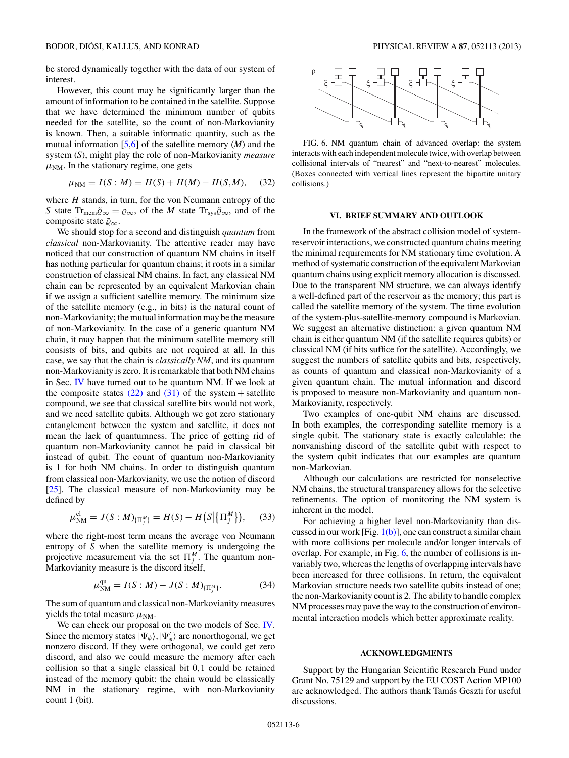be stored dynamically together with the data of our system of interest.

However, this count may be significantly larger than the amount of information to be contained in the satellite. Suppose that we have determined the minimum number of qubits needed for the satellite, so the count of non-Markovianity is known. Then, a suitable informatic quantity, such as the mutual information [5,6] of the satellite memory ($M$) and the system ($S$), might play the role of non-Markovianity *measure* $\mu_{\rm NM}$. In the stationary regime, one gets

$$\mu_{\rm NM} = I(S:M) = H(S) + H(M) - H(S,M), \qquad (32)$$

where $H$ stands, in turn, for the von Neumann entropy of the $S$ state ${\rm Tr}_{\rm mem}\tilde{\varrho}_\infty = \varrho_\infty$, of the $M$ state ${\rm Tr}_{\rm sys}\tilde{\varrho}_\infty$, and of the composite state $\tilde{\varrho}_\infty$.

We should stop for a second and distinguish *quantum* from *classical* non-Markovianity. The attentive reader may have noticed that our construction of quantum NM chains in itself has nothing particular for quantum chains; it roots in a similar construction of classical NM chains. In fact, any classical NM chain can be represented by an equivalent Markovian chain if we assign a sufficient satellite memory. The minimum size of the satellite memory (e.g., in bits) is the natural count of non-Markovianity; the mutual information may be the measure of non-Markovianity. In the case of a generic quantum NM chain, it may happen that the minimum satellite memory still consists of bits, and qubits are not required at all. In this case, we say that the chain is *classically NM*, and its quantum non-Markovianity is zero. It is remarkable that both NM chains in Sec. IV have turned out to be quantum NM. If we look at the composite states (22) and (31) of the system + satellite compound, we see that classical satellite bits would not work, and we need satellite qubits. Although we got zero stationary entanglement between the system and satellite, it does not mean the lack of quantumness. The price of getting rid of quantum non-Markovianity cannot be paid in classical bit instead of qubit. The count of quantum non-Markovianity is 1 for both NM chains. In order to distinguish quantum from classical non-Markovianity, we use the notion of discord [25]. The classical measure of non-Markovianity may be defined by

$$\mu_{\rm NM}^{\rm cl} = J(S:M)_{\{\Pi_j^M\}} = H(S) - H\big(S\big|\big\{\Pi_j^M\big\}\big), \qquad (33)$$

where the right-most term means the average von Neumann entropy of $S$ when the satellite memory is undergoing the projective measurement via the set $\Pi_j^M$. The quantum non-Markovianity measure is the discord itself,

$$\mu_{\rm NM}^{\rm qu} = I(S:M) - J(S:M)_{\{\Pi_j^M\}}. \qquad (34)$$

The sum of quantum and classical non-Markovianity measures yields the total measure $\mu_{\rm NM}$.

We can check our proposal on the two models of Sec. IV. Since the memory states $|\Psi_\phi\rangle, |\Psi'_\phi\rangle$ are nonorthogonal, we get nonzero discord. If they were orthogonal, we could get zero discord, and also we could measure the memory after each collision so that a single classical bit 0,1 could be retained instead of the memory qubit: the chain would be classically NM in the stationary regime, with non-Markovianity count 1 (bit).

FIG. 6. NM quantum chain of advanced overlap: the system interacts with each independent molecule twice, with overlap between collisional intervals of "nearest" and "next-to-nearest" molecules. (Boxes connected with vertical lines represent the bipartite unitary collisions.)

## VI. BRIEF SUMMARY AND OUTLOOK

In the framework of the abstract collision model of system-reservoir interactions, we constructed quantum chains meeting the minimal requirements for NM stationary time evolution. A method of systematic construction of the equivalent Markovian quantum chains using explicit memory allocation is discussed. Due to the transparent NM structure, we can always identify a well-defined part of the reservoir as the memory; this part is called the satellite memory of the system. The time evolution of the system-plus-satellite-memory compound is Markovian. We suggest an alternative distinction: a given quantum NM chain is either quantum NM (if the satellite requires qubits) or classical NM (if bits suffice for the satellite). Accordingly, we suggest the numbers of satellite qubits and bits, respectively, as counts of quantum and classical non-Markovianity of a given quantum chain. The mutual information and discord is proposed to measure non-Markovianity and quantum non-Markovianity, respectively.

Two examples of one-qubit NM chains are discussed. In both examples, the corresponding satellite memory is a single qubit. The stationary state is exactly calculable: the nonvanishing discord of the satellite qubit with respect to the system qubit indicates that our examples are quantum non-Markovian.

Although our calculations are restricted for nonselective NM chains, the structural transparency allows for the selective refinements. The option of monitoring the NM system is inherent in the model.

For achieving a higher level non-Markovianity than discussed in our work [Fig. 1(b)], one can construct a similar chain with more collisions per molecule and/or longer intervals of overlap. For example, in Fig. 6, the number of collisions is invariably two, whereas the lengths of overlapping intervals have been increased for three collisions. In return, the equivalent Markovian structure needs two satellite qubits instead of one; the non-Markovianity count is 2. The ability to handle complex NM processes may pave the way to the construction of environmental interaction models which better approximate reality.

## ACKNOWLEDGMENTS

Support by the Hungarian Scientific Research Fund under Grant No. 75129 and support by the EU COST Action MP100 are acknowledged. The authors thank Tamás Geszti for useful discussions.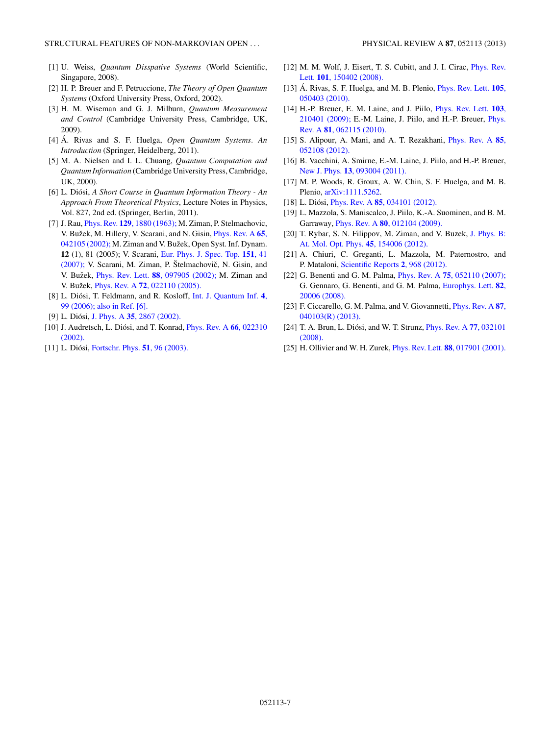[1] U. Weiss, *Quantum Disspative Systems* (World Scientific, Singapore, 2008).

[2] H. P. Breuer and F. Petruccione, *The Theory of Open Quantum Systems* (Oxford University Press, Oxford, 2002).

[3] H. M. Wiseman and G. J. Milburn, *Quantum Measurement and Control* (Cambridge University Press, Cambridge, UK, 2009).

[4] Á. Rivas and S. F. Huelga, *Open Quantum Systems. An Introduction* (Springer, Heidelberg, 2011).

[5] M. A. Nielsen and I. L. Chuang, *Quantum Computation and Quantum Information* (Cambridge University Press, Cambridge, UK, 2000).

[6] L. Diósi, *A Short Course in Quantum Information Theory - An Approach From Theoretical Physics*, Lecture Notes in Physics, Vol. 827, 2nd ed. (Springer, Berlin, 2011).

[7] J. Rau, Phys. Rev. **129**, 1880 (1963); M. Ziman, P. Stelmachovic, V. Bužek, M. Hillery, V. Scarani, and N. Gisin, Phys. Rev. A **65**, 042105 (2002); M. Ziman and V. Bužek, Open Syst. Inf. Dynam. **12** (1), 81 (2005); V. Scarani, Eur. Phys. J. Spec. Top. **151**, 41 (2007); V. Scarani, M. Ziman, P. Štelmachovič, N. Gisin, and V. Bužek, Phys. Rev. Lett. **88**, 097905 (2002); M. Ziman and V. Bužek, Phys. Rev. A **72**, 022110 (2005).

[8] L. Diósi, T. Feldmann, and R. Kosloff, Int. J. Quantum Inf. **4**, 99 (2006); also in Ref. [6].

[9] L. Diósi, J. Phys. A **35**, 2867 (2002).

[10] J. Audretsch, L. Diósi, and T. Konrad, Phys. Rev. A **66**, 022310 (2002).

[11] L. Diósi, Fortschr. Phys. **51**, 96 (2003).

[12] M. M. Wolf, J. Eisert, T. S. Cubitt, and J. I. Cirac, Phys. Rev. Lett. **101**, 150402 (2008).

[13] Á. Rivas, S. F. Huelga, and M. B. Plenio, Phys. Rev. Lett. **105**, 050403 (2010).

[14] H.-P. Breuer, E. M. Laine, and J. Piilo, Phys. Rev. Lett. **103**, 210401 (2009); E.-M. Laine, J. Piilo, and H.-P. Breuer, Phys. Rev. A **81**, 062115 (2010).

[15] S. Alipour, A. Mani, and A. T. Rezakhani, Phys. Rev. A **85**, 052108 (2012).

[16] B. Vacchini, A. Smirne, E.-M. Laine, J. Piilo, and H.-P. Breuer, New J. Phys. **13**, 093004 (2011).

[17] M. P. Woods, R. Groux, A. W. Chin, S. F. Huelga, and M. B. Plenio, arXiv:1111.5262.

[18] L. Diósi, Phys. Rev. A **85**, 034101 (2012).

[19] L. Mazzola, S. Maniscalco, J. Piilo, K.-A. Suominen, and B. M. Garraway, Phys. Rev. A **80**, 012104 (2009).

[20] T. Rybar, S. N. Filippov, M. Ziman, and V. Buzek, J. Phys. B: At. Mol. Opt. Phys. **45**, 154006 (2012).

[21] A. Chiuri, C. Greganti, L. Mazzola, M. Paternostro, and P. Mataloni, Scientific Reports **2**, 968 (2012).

[22] G. Benenti and G. M. Palma, Phys. Rev. A **75**, 052110 (2007); G. Gennaro, G. Benenti, and G. M. Palma, Europhys. Lett. **82**, 20006 (2008).

[23] F. Ciccarello, G. M. Palma, and V. Giovannetti, Phys. Rev. A **87**, 040103(R) (2013).

[24] T. A. Brun, L. Diósi, and W. T. Strunz, Phys. Rev. A **77**, 032101 (2008).

[25] H. Ollivier and W. H. Zurek, Phys. Rev. Lett. **88**, 017901 (2001).